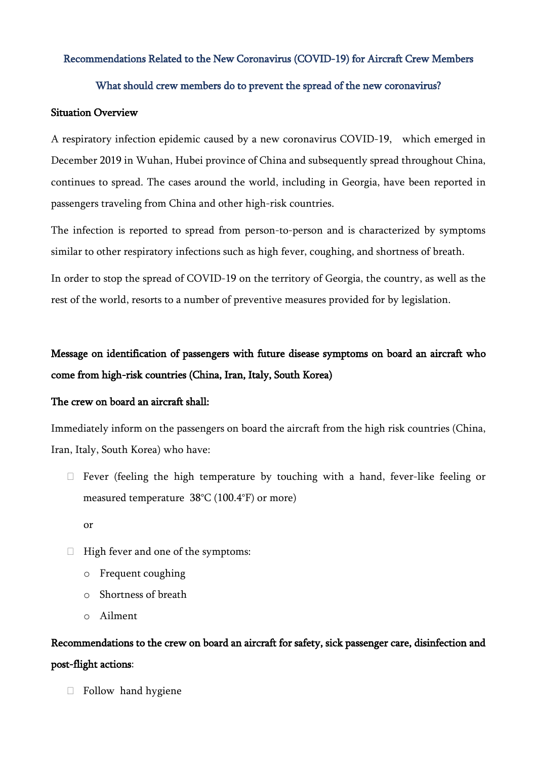## Recommendations Related to the New Coronavirus (COVID-19) for Aircraft Crew Members

## What should crew members do to prevent the spread of the new coronavirus?

### Situation Overview

A respiratory infection epidemic caused by a new coronavirus COVID-19, which emerged in December 2019 in Wuhan, Hubei province of China and subsequently spread throughout China, continues to spread. The cases around the world, including in Georgia, have been reported in passengers traveling from China and other high-risk countries.

The infection is reported to spread from person-to-person and is characterized by symptoms similar to other respiratory infections such as high fever, coughing, and shortness of breath.

In order to stop the spread of COVID-19 on the territory of Georgia, the country, as well as the rest of the world, resorts to a number of preventive measures provided for by legislation.

### Message on identification of passengers with future disease symptoms on board an aircraft who come from high-risk countries (China, Iran, Italy, South Korea)

### The crew on board an aircraft shall:

Immediately inform on the passengers on board the aircraft from the high risk countries (China, Iran, Italy, South Korea) who have:

- Fever (feeling the high temperature by touching with a hand, fever-like feeling or measured temperature 38°C (100.4°F) or more)

  or

- High fever and one of the symptoms:
  - Frequent coughing
  - Shortness of breath
  - Ailment

### Recommendations to the crew on board an aircraft for safety, sick passenger care, disinfection and post-flight actions:

- Follow hand hygiene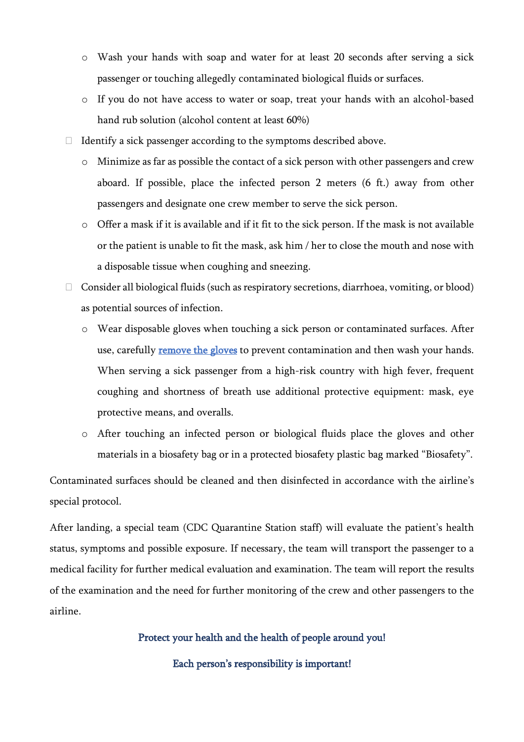- Wash your hands with soap and water for at least 20 seconds after serving a sick passenger or touching allegedly contaminated biological fluids or surfaces.
    - If you do not have access to water or soap, treat your hands with an alcohol-based hand rub solution (alcohol content at least 60%)
- Identify a sick passenger according to the symptoms described above.
    - Minimize as far as possible the contact of a sick person with other passengers and crew aboard. If possible, place the infected person 2 meters (6 ft.) away from other passengers and designate one crew member to serve the sick person.
    - Offer a mask if it is available and if it fit to the sick person. If the mask is not available or the patient is unable to fit the mask, ask him / her to close the mouth and nose with a disposable tissue when coughing and sneezing.
- Consider all biological fluids (such as respiratory secretions, diarrhoea, vomiting, or blood) as potential sources of infection.
    - Wear disposable gloves when touching a sick person or contaminated surfaces. After use, carefully remove the gloves to prevent contamination and then wash your hands. When serving a sick passenger from a high-risk country with high fever, frequent coughing and shortness of breath use additional protective equipment: mask, eye protective means, and overalls.
    - After touching an infected person or biological fluids place the gloves and other materials in a biosafety bag or in a protected biosafety plastic bag marked "Biosafety".

Contaminated surfaces should be cleaned and then disinfected in accordance with the airline's special protocol.

After landing, a special team (CDC Quarantine Station staff) will evaluate the patient's health status, symptoms and possible exposure. If necessary, the team will transport the passenger to a medical facility for further medical evaluation and examination. The team will report the results of the examination and the need for further monitoring of the crew and other passengers to the airline.

**Protect your health and the health of people around you!**

**Each person's responsibility is important!**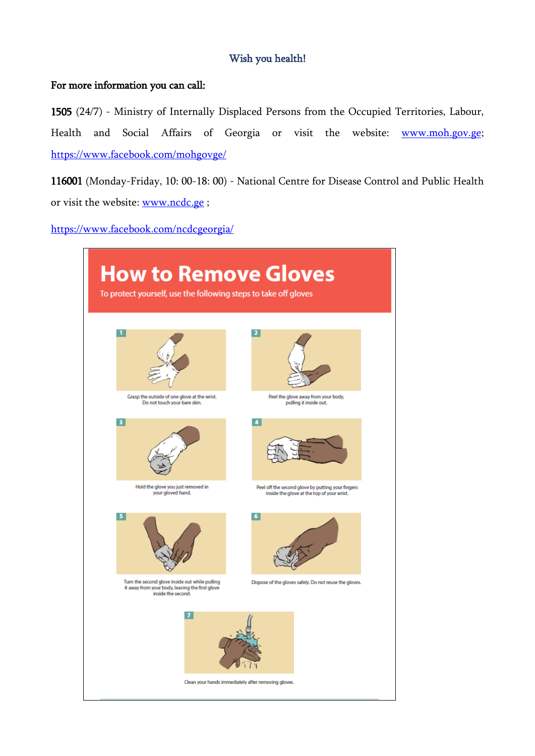Wish you health!

**For more information you can call:**

**1505** (24/7) - Ministry of Internally Displaced Persons from the Occupied Territories, Labour, Health and Social Affairs of Georgia or visit the website: www.moh.gov.ge; https://www.facebook.com/mohgovge/

**116001** (Monday-Friday, 10: 00-18: 00) - National Centre for Disease Control and Public Health or visit the website: www.ncdc.ge ;

https://www.facebook.com/ncdcgeorgia/

# How to Remove Gloves

To protect yourself, use the following steps to take off gloves

1. Grasp the outside of one glove at the wrist. Do not touch your bare skin.
2. Peel the glove away from your body, pulling it inside out.
3. Hold the glove you just removed in your gloved hand.
4. Peel off the second glove by putting your fingers inside the glove at the top of your wrist.
5. Turn the second glove inside out while pulling it away from your body, leaving the first glove inside the second.
6. Dispose of the gloves safely. Do not reuse the gloves.
7. Clean your hands immediately after removing gloves.